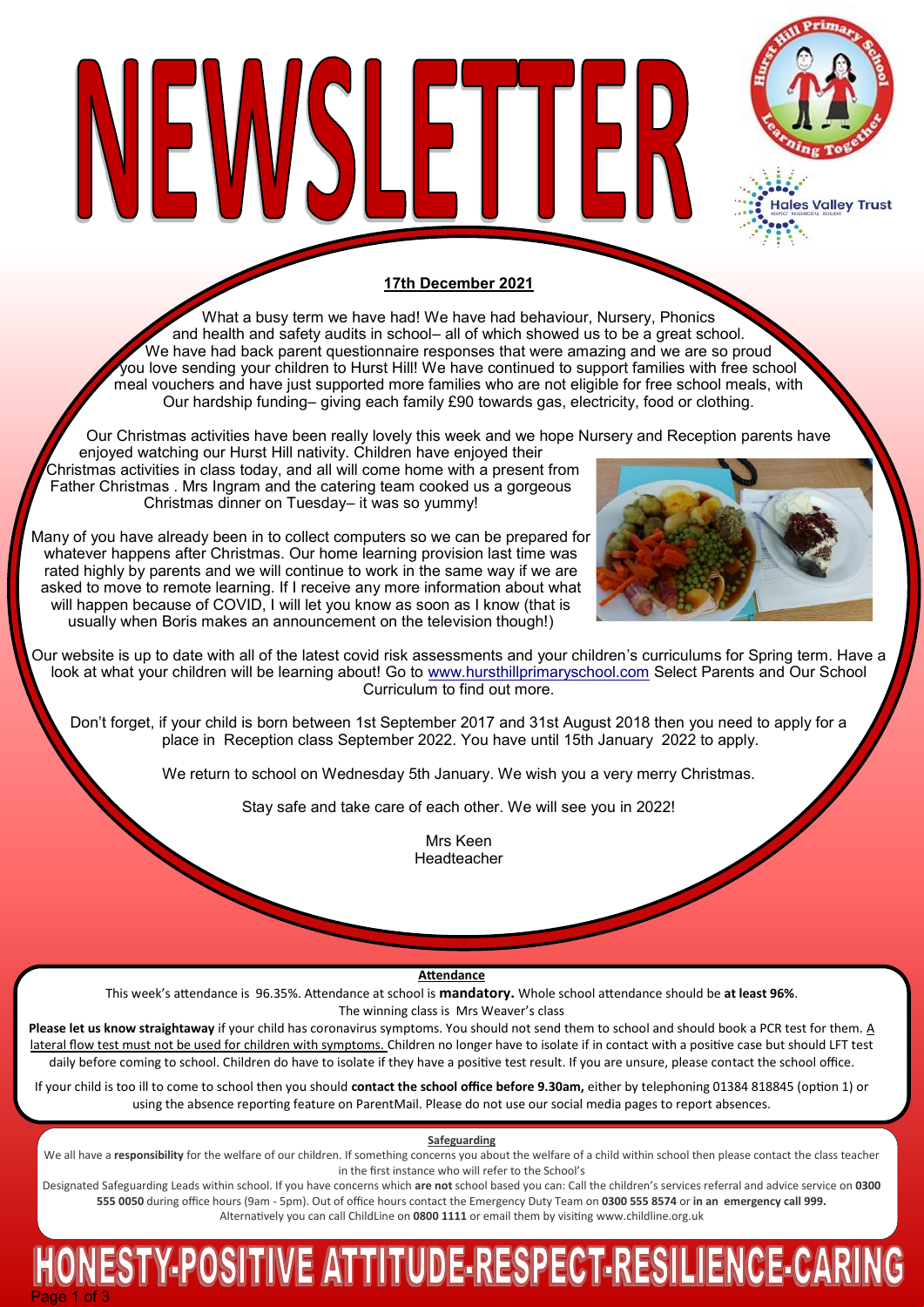# NEWSLETTER

Hurst Hill Primary School — Learning Together

Hales Valley Trust

**17th December 2021**

What a busy term we have had! We have had behaviour, Nursery, Phonics and health and safety audits in school– all of which showed us to be a great school. We have had back parent questionnaire responses that were amazing and we are so proud you love sending your children to Hurst Hill! We have continued to support families with free school meal vouchers and have just supported more families who are not eligible for free school meals, with Our hardship funding– giving each family £90 towards gas, electricity, food or clothing.

Our Christmas activities have been really lovely this week and we hope Nursery and Reception parents have enjoyed watching our Hurst Hill nativity. Children have enjoyed their Christmas activities in class today, and all will come home with a present from Father Christmas . Mrs Ingram and the catering team cooked us a gorgeous Christmas dinner on Tuesday– it was so yummy!

Many of you have already been in to collect computers so we can be prepared for whatever happens after Christmas. Our home learning provision last time was rated highly by parents and we will continue to work in the same way if we are asked to move to remote learning. If I receive any more information about what will happen because of COVID, I will let you know as soon as I know (that is usually when Boris makes an announcement on the television though!)

Our website is up to date with all of the latest covid risk assessments and your children's curriculums for Spring term. Have a look at what your children will be learning about! Go to www.hursthillprimaryschool.com Select Parents and Our School Curriculum to find out more.

Don't forget, if your child is born between 1st September 2017 and 31st August 2018 then you need to apply for a place in Reception class September 2022. You have until 15th January 2022 to apply.

We return to school on Wednesday 5th January. We wish you a very merry Christmas.

Stay safe and take care of each other. We will see you in 2022!

Mrs Keen
Headteacher

## Attendance

This week's attendance is 96.35%. Attendance at school is **mandatory.** Whole school attendance should be **at least 96%**.
The winning class is Mrs Weaver's class

**Please let us know straightaway** if your child has coronavirus symptoms. You should not send them to school and should book a PCR test for them. A lateral flow test must not be used for children with symptoms. Children no longer have to isolate if in contact with a positive case but should LFT test daily before coming to school. Children do have to isolate if they have a positive test result. If you are unsure, please contact the school office.

If your child is too ill to come to school then you should **contact the school office before 9.30am,** either by telephoning 01384 818845 (option 1) or using the absence reporting feature on ParentMail. Please do not use our social media pages to report absences.

## Safeguarding

We all have a **responsibility** for the welfare of our children. If something concerns you about the welfare of a child within school then please contact the class teacher in the first instance who will refer to the School's Designated Safeguarding Leads within school. If you have concerns which **are not** school based you can: Call the children's services referral and advice service on **0300 555 0050** during office hours (9am - 5pm). Out of office hours contact the Emergency Duty Team on **0300 555 8574** or **in an emergency call 999.**
Alternatively you can call ChildLine on **0800 1111** or email them by visiting www.childline.org.uk

**HONESTY-POSITIVE ATTITUDE-RESPECT-RESILIENCE-CARING**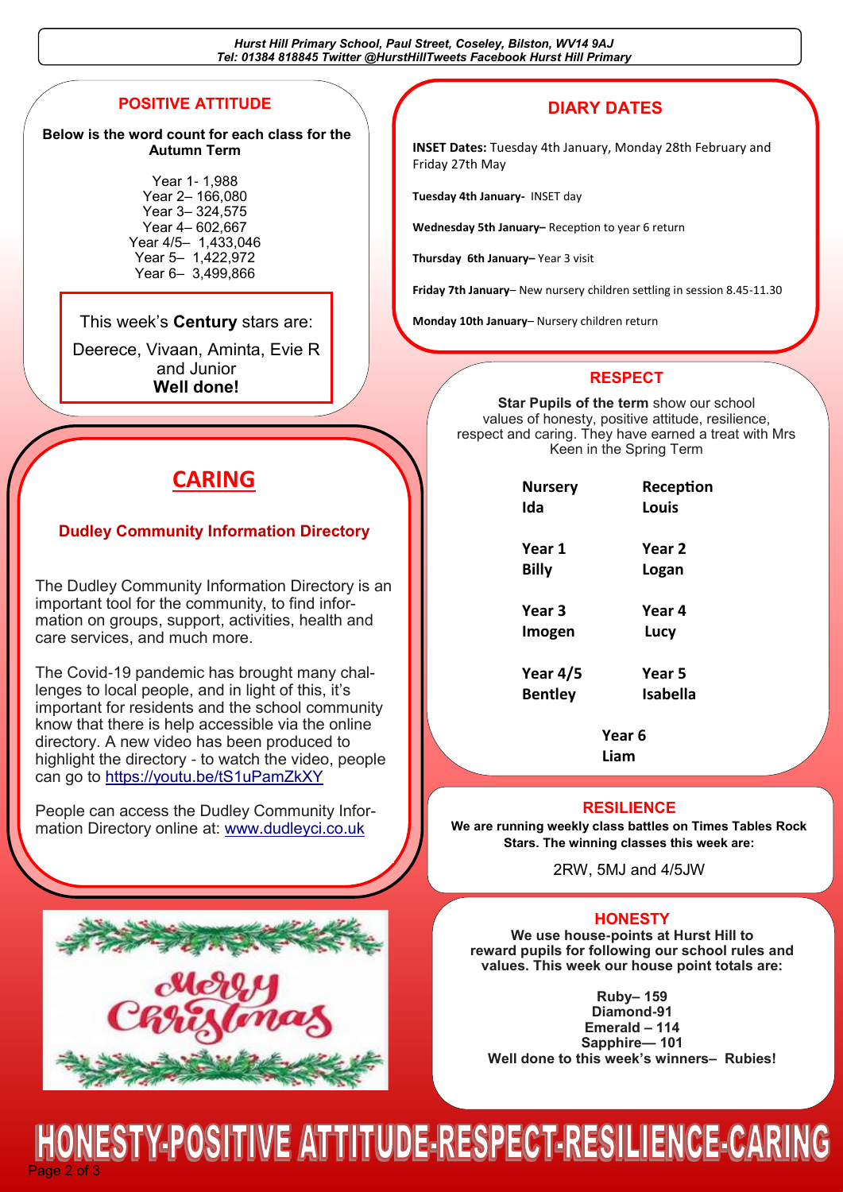## POSITIVE ATTITUDE

**Below is the word count for each class for the Autumn Term**

Year 1- 1,988
Year 2– 166,080
Year 3– 324,575
Year 4– 602,667
Year 4/5– 1,433,046
Year 5– 1,422,972
Year 6– 3,499,866

This week's **Century** stars are:

Deerece, Vivaan, Aminta, Evie R and Junior
**Well done!**

## CARING

### Dudley Community Information Directory

The Dudley Community Information Directory is an important tool for the community, to find information on groups, support, activities, health and care services, and much more.

The Covid-19 pandemic has brought many challenges to local people, and in light of this, it's important for residents and the school community know that there is help accessible via the online directory. A new video has been produced to highlight the directory - to watch the video, people can go to https://youtu.be/tS1uPamZkXY

People can access the Dudley Community Information Directory online at: www.dudleyci.co.uk

Merry Christmas

## DIARY DATES

**INSET Dates:** Tuesday 4th January, Monday 28th February and Friday 27th May

**Tuesday 4th January-** INSET day

**Wednesday 5th January–** Reception to year 6 return

**Thursday 6th January–** Year 3 visit

**Friday 7th January**– New nursery children settling in session 8.45-11.30

**Monday 10th January**– Nursery children return

## RESPECT

**Star Pupils of the term** show our school values of honesty, positive attitude, resilience, respect and caring. They have earned a treat with Mrs Keen in the Spring Term

| | |
|---|---|
| **Nursery** Ida | **Reception** Louis |
| **Year 1** Billy | **Year 2** Logan |
| **Year 3** Imogen | **Year 4** Lucy |
| **Year 4/5** Bentley | **Year 5** Isabella |
| **Year 6** Liam | |

## RESILIENCE

**We are running weekly class battles on Times Tables Rock Stars. The winning classes this week are:**

2RW, 5MJ and 4/5JW

## HONESTY

**We use house-points at Hurst Hill to reward pupils for following our school rules and values. This week our house point totals are:**

**Ruby– 159**
**Diamond-91**
**Emerald – 114**
**Sapphire— 101**
**Well done to this week's winners– Rubies!**

HONESTY-POSITIVE ATTITUDE-RESPECT-RESILIENCE-CARING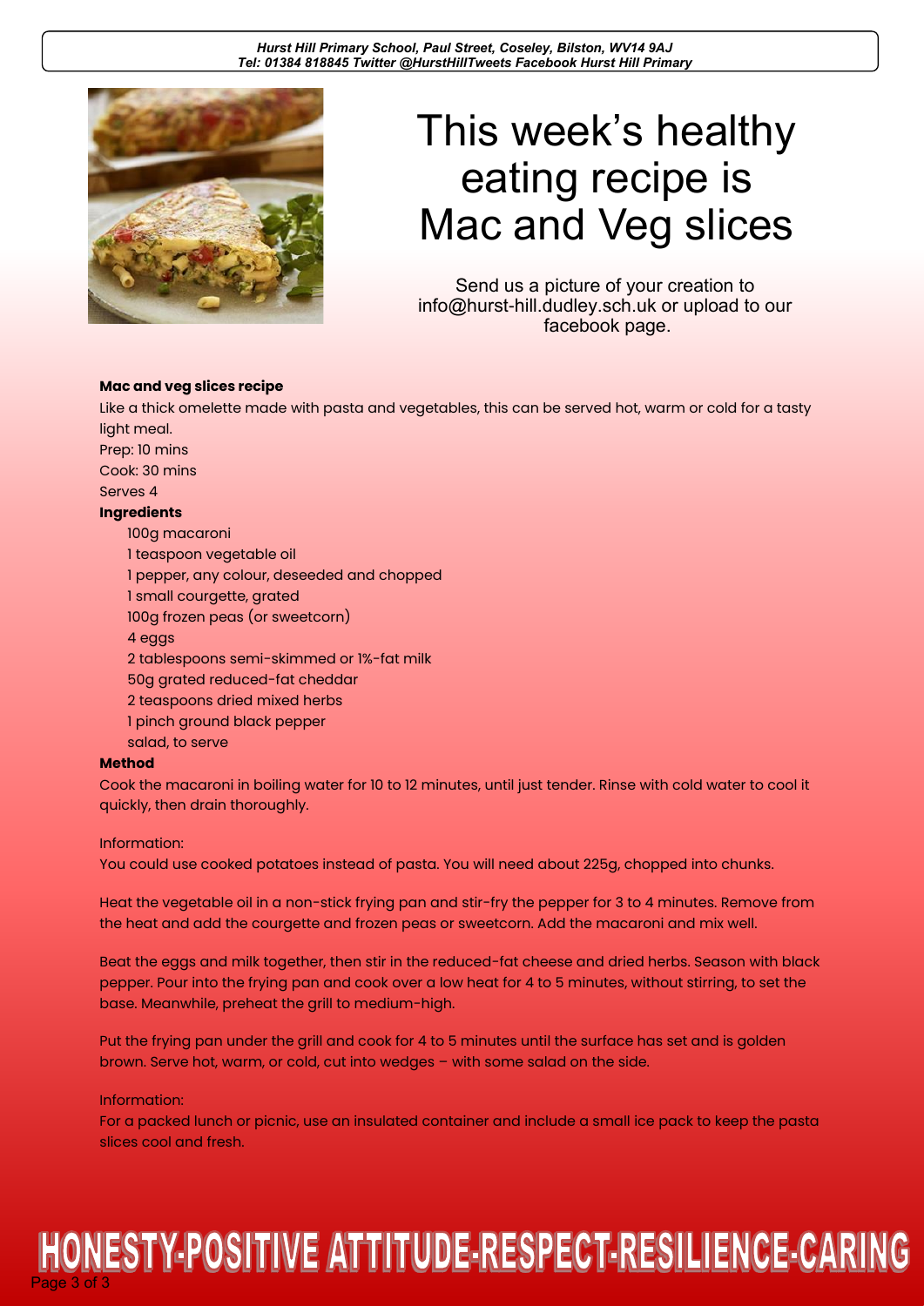# This week's healthy eating recipe is Mac and Veg slices

Send us a picture of your creation to info@hurst-hill.dudley.sch.uk or upload to our facebook page.

**Mac and veg slices recipe**

Like a thick omelette made with pasta and vegetables, this can be served hot, warm or cold for a tasty light meal.

Prep: 10 mins

Cook: 30 mins

Serves 4

**Ingredients**

- 100g macaroni
- 1 teaspoon vegetable oil
- 1 pepper, any colour, deseeded and chopped
- 1 small courgette, grated
- 100g frozen peas (or sweetcorn)
- 4 eggs
- 2 tablespoons semi-skimmed or 1%-fat milk
- 50g grated reduced-fat cheddar
- 2 teaspoons dried mixed herbs
- 1 pinch ground black pepper
- salad, to serve

**Method**

Cook the macaroni in boiling water for 10 to 12 minutes, until just tender. Rinse with cold water to cool it quickly, then drain thoroughly.

Information:
You could use cooked potatoes instead of pasta. You will need about 225g, chopped into chunks.

Heat the vegetable oil in a non-stick frying pan and stir-fry the pepper for 3 to 4 minutes. Remove from the heat and add the courgette and frozen peas or sweetcorn. Add the macaroni and mix well.

Beat the eggs and milk together, then stir in the reduced-fat cheese and dried herbs. Season with black pepper. Pour into the frying pan and cook over a low heat for 4 to 5 minutes, without stirring, to set the base. Meanwhile, preheat the grill to medium-high.

Put the frying pan under the grill and cook for 4 to 5 minutes until the surface has set and is golden brown. Serve hot, warm, or cold, cut into wedges – with some salad on the side.

Information:
For a packed lunch or picnic, use an insulated container and include a small ice pack to keep the pasta slices cool and fresh.